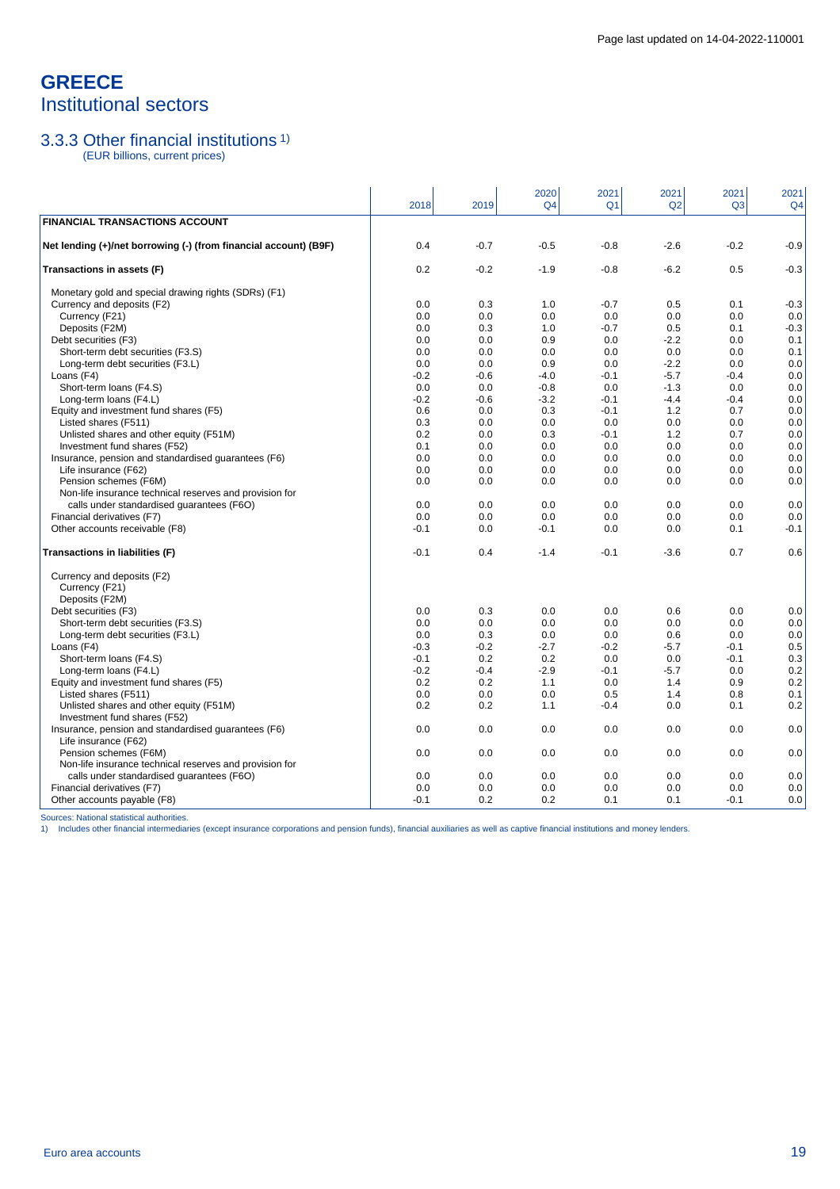Page last updated on 14-04-2022-110001

# GREECE
## Institutional sectors

### 3.3.3 Other financial institutions [1)]

(EUR billions, current prices)

| | 2018 | 2019 | 2020 Q4 | 2021 Q1 | 2021 Q2 | 2021 Q3 | 2021 Q4 |
|---|---|---|---|---|---|---|---|
| **FINANCIAL TRANSACTIONS ACCOUNT** | | | | | | | |
| **Net lending (+)/net borrowing (-) (from financial account) (B9F)** | 0.4 | -0.7 | -0.5 | -0.8 | -2.6 | -0.2 | -0.9 |
| **Transactions in assets (F)** | 0.2 | -0.2 | -1.9 | -0.8 | -6.2 | 0.5 | -0.3 |
| Monetary gold and special drawing rights (SDRs) (F1) | | | | | | | |
| Currency and deposits (F2) | 0.0 | 0.3 | 1.0 | -0.7 | 0.5 | 0.1 | -0.3 |
| Currency (F21) | 0.0 | 0.0 | 0.0 | 0.0 | 0.0 | 0.0 | 0.0 |
| Deposits (F2M) | 0.0 | 0.3 | 1.0 | -0.7 | 0.5 | 0.1 | -0.3 |
| Debt securities (F3) | 0.0 | 0.0 | 0.9 | 0.0 | -2.2 | 0.0 | 0.1 |
| Short-term debt securities (F3.S) | 0.0 | 0.0 | 0.0 | 0.0 | 0.0 | 0.0 | 0.1 |
| Long-term debt securities (F3.L) | 0.0 | 0.0 | 0.9 | 0.0 | -2.2 | 0.0 | 0.0 |
| Loans (F4) | -0.2 | -0.6 | -4.0 | -0.1 | -5.7 | -0.4 | 0.0 |
| Short-term loans (F4.S) | 0.0 | 0.0 | -0.8 | 0.0 | -1.3 | 0.0 | 0.0 |
| Long-term loans (F4.L) | -0.2 | -0.6 | -3.2 | -0.1 | -4.4 | -0.4 | 0.0 |
| Equity and investment fund shares (F5) | 0.6 | 0.0 | 0.3 | -0.1 | 1.2 | 0.7 | 0.0 |
| Listed shares (F511) | 0.3 | 0.0 | 0.0 | 0.0 | 0.0 | 0.0 | 0.0 |
| Unlisted shares and other equity (F51M) | 0.2 | 0.0 | 0.3 | -0.1 | 1.2 | 0.7 | 0.0 |
| Investment fund shares (F52) | 0.1 | 0.0 | 0.0 | 0.0 | 0.0 | 0.0 | 0.0 |
| Insurance, pension and standardised guarantees (F6) | 0.0 | 0.0 | 0.0 | 0.0 | 0.0 | 0.0 | 0.0 |
| Life insurance (F62) | 0.0 | 0.0 | 0.0 | 0.0 | 0.0 | 0.0 | 0.0 |
| Pension schemes (F6M) | 0.0 | 0.0 | 0.0 | 0.0 | 0.0 | 0.0 | 0.0 |
| Non-life insurance technical reserves and provision for calls under standardised guarantees (F6O) | 0.0 | 0.0 | 0.0 | 0.0 | 0.0 | 0.0 | 0.0 |
| Financial derivatives (F7) | 0.0 | 0.0 | 0.0 | 0.0 | 0.0 | 0.0 | 0.0 |
| Other accounts receivable (F8) | -0.1 | 0.0 | -0.1 | 0.0 | 0.0 | 0.1 | -0.1 |
| **Transactions in liabilities (F)** | -0.1 | 0.4 | -1.4 | -0.1 | -3.6 | 0.7 | 0.6 |
| Currency and deposits (F2) | | | | | | | |
| Currency (F21) | | | | | | | |
| Deposits (F2M) | | | | | | | |
| Debt securities (F3) | 0.0 | 0.3 | 0.0 | 0.0 | 0.6 | 0.0 | 0.0 |
| Short-term debt securities (F3.S) | 0.0 | 0.0 | 0.0 | 0.0 | 0.0 | 0.0 | 0.0 |
| Long-term debt securities (F3.L) | 0.0 | 0.3 | 0.0 | 0.0 | 0.6 | 0.0 | 0.0 |
| Loans (F4) | -0.3 | -0.2 | -2.7 | -0.2 | -5.7 | -0.1 | 0.5 |
| Short-term loans (F4.S) | -0.1 | 0.2 | 0.2 | 0.0 | 0.0 | -0.1 | 0.3 |
| Long-term loans (F4.L) | -0.2 | -0.4 | -2.9 | -0.1 | -5.7 | 0.0 | 0.2 |
| Equity and investment fund shares (F5) | 0.2 | 0.2 | 1.1 | 0.0 | 1.4 | 0.9 | 0.2 |
| Listed shares (F511) | 0.0 | 0.0 | 0.0 | 0.5 | 1.4 | 0.8 | 0.1 |
| Unlisted shares and other equity (F51M) | 0.2 | 0.2 | 1.1 | -0.4 | 0.0 | 0.1 | 0.2 |
| Investment fund shares (F52) | | | | | | | |
| Insurance, pension and standardised guarantees (F6) | 0.0 | 0.0 | 0.0 | 0.0 | 0.0 | 0.0 | 0.0 |
| Life insurance (F62) | | | | | | | |
| Pension schemes (F6M) | 0.0 | 0.0 | 0.0 | 0.0 | 0.0 | 0.0 | 0.0 |
| Non-life insurance technical reserves and provision for calls under standardised guarantees (F6O) | 0.0 | 0.0 | 0.0 | 0.0 | 0.0 | 0.0 | 0.0 |
| Financial derivatives (F7) | 0.0 | 0.0 | 0.0 | 0.0 | 0.0 | 0.0 | 0.0 |
| Other accounts payable (F8) | -0.1 | 0.2 | 0.2 | 0.1 | 0.1 | -0.1 | 0.0 |

Sources: National statistical authorities.

1) Includes other financial intermediaries (except insurance corporations and pension funds), financial auxiliaries as well as captive financial institutions and money lenders.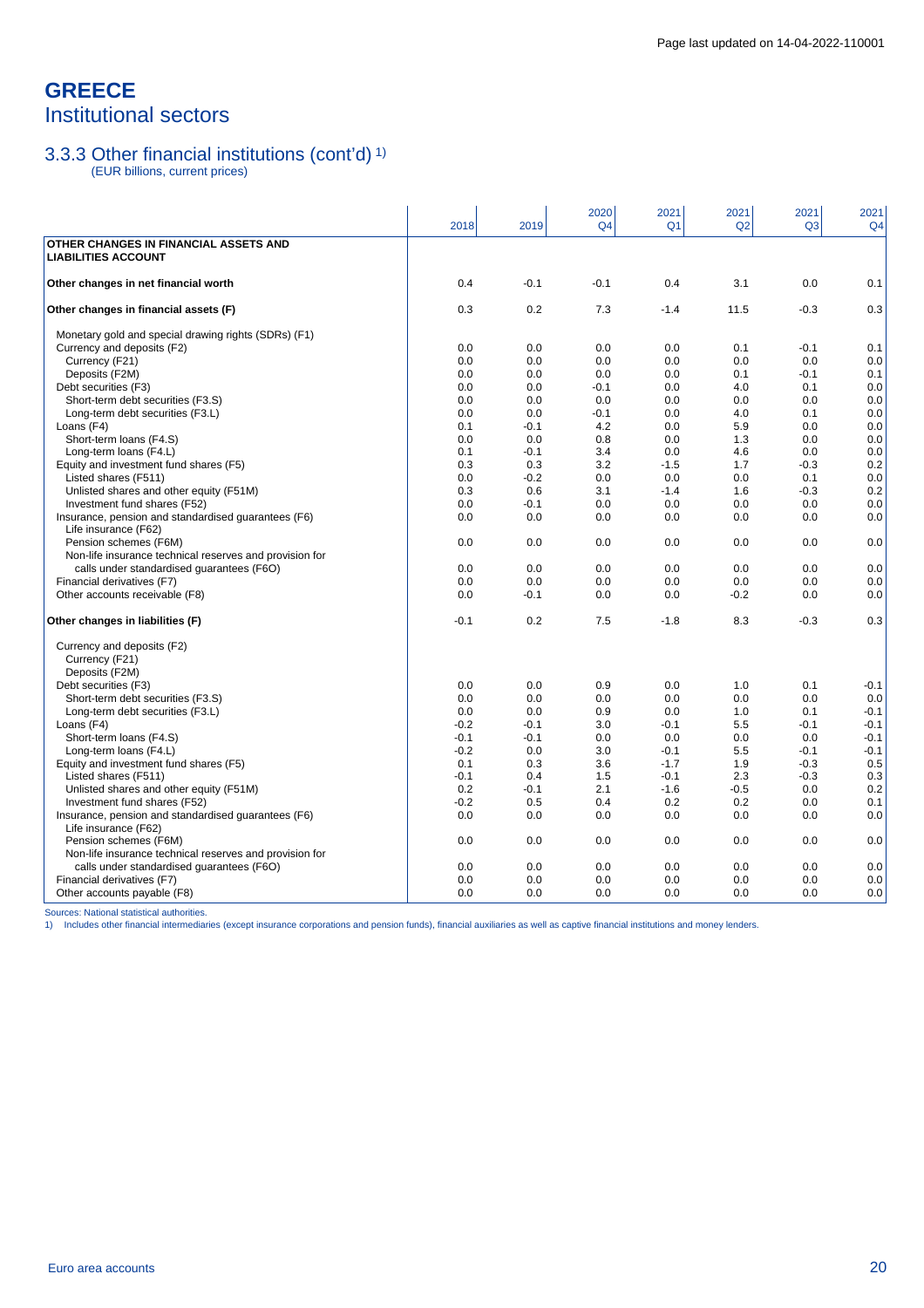# GREECE
## Institutional sectors

### 3.3.3 Other financial institutions (cont'd) 1)
(EUR billions, current prices)

| | 2018 | 2019 | 2020 Q4 | 2021 Q1 | 2021 Q2 | 2021 Q3 | 2021 Q4 |
|---|---|---|---|---|---|---|---|
| **OTHER CHANGES IN FINANCIAL ASSETS AND LIABILITIES ACCOUNT** | | | | | | | |
| **Other changes in net financial worth** | 0.4 | -0.1 | -0.1 | 0.4 | 3.1 | 0.0 | 0.1 |
| **Other changes in financial assets (F)** | 0.3 | 0.2 | 7.3 | -1.4 | 11.5 | -0.3 | 0.3 |
| Monetary gold and special drawing rights (SDRs) (F1) | | | | | | | |
| Currency and deposits (F2) | 0.0 | 0.0 | 0.0 | 0.0 | 0.1 | -0.1 | 0.1 |
| Currency (F21) | 0.0 | 0.0 | 0.0 | 0.0 | 0.0 | 0.0 | 0.0 |
| Deposits (F2M) | 0.0 | 0.0 | 0.0 | 0.0 | 0.1 | -0.1 | 0.1 |
| Debt securities (F3) | 0.0 | 0.0 | -0.1 | 0.0 | 4.0 | 0.1 | 0.0 |
| Short-term debt securities (F3.S) | 0.0 | 0.0 | 0.0 | 0.0 | 0.0 | 0.0 | 0.0 |
| Long-term debt securities (F3.L) | 0.0 | 0.0 | -0.1 | 0.0 | 4.0 | 0.1 | 0.0 |
| Loans (F4) | 0.1 | -0.1 | 4.2 | 0.0 | 5.9 | 0.0 | 0.0 |
| Short-term loans (F4.S) | 0.0 | 0.0 | 0.8 | 0.0 | 1.3 | 0.0 | 0.0 |
| Long-term loans (F4.L) | 0.1 | -0.1 | 3.4 | 0.0 | 4.6 | 0.0 | 0.0 |
| Equity and investment fund shares (F5) | 0.3 | 0.3 | 3.2 | -1.5 | 1.7 | -0.3 | 0.2 |
| Listed shares (F511) | 0.0 | -0.2 | 0.0 | 0.0 | 0.0 | 0.1 | 0.0 |
| Unlisted shares and other equity (F51M) | 0.3 | 0.6 | 3.1 | -1.4 | 1.6 | -0.3 | 0.2 |
| Investment fund shares (F52) | 0.0 | -0.1 | 0.0 | 0.0 | 0.0 | 0.0 | 0.0 |
| Insurance, pension and standardised guarantees (F6) | 0.0 | 0.0 | 0.0 | 0.0 | 0.0 | 0.0 | 0.0 |
| Life insurance (F62) | | | | | | | |
| Pension schemes (F6M) | 0.0 | 0.0 | 0.0 | 0.0 | 0.0 | 0.0 | 0.0 |
| Non-life insurance technical reserves and provision for calls under standardised guarantees (F6O) | 0.0 | 0.0 | 0.0 | 0.0 | 0.0 | 0.0 | 0.0 |
| Financial derivatives (F7) | 0.0 | 0.0 | 0.0 | 0.0 | 0.0 | 0.0 | 0.0 |
| Other accounts receivable (F8) | 0.0 | -0.1 | 0.0 | 0.0 | -0.2 | 0.0 | 0.0 |
| **Other changes in liabilities (F)** | -0.1 | 0.2 | 7.5 | -1.8 | 8.3 | -0.3 | 0.3 |
| Currency and deposits (F2) | | | | | | | |
| Currency (F21) | | | | | | | |
| Deposits (F2M) | | | | | | | |
| Debt securities (F3) | 0.0 | 0.0 | 0.9 | 0.0 | 1.0 | 0.1 | -0.1 |
| Short-term debt securities (F3.S) | 0.0 | 0.0 | 0.0 | 0.0 | 0.0 | 0.0 | 0.0 |
| Long-term debt securities (F3.L) | 0.0 | 0.0 | 0.9 | 0.0 | 1.0 | 0.1 | -0.1 |
| Loans (F4) | -0.2 | -0.1 | 3.0 | -0.1 | 5.5 | -0.1 | -0.1 |
| Short-term loans (F4.S) | -0.1 | -0.1 | 0.0 | 0.0 | 0.0 | 0.0 | -0.1 |
| Long-term loans (F4.L) | -0.2 | 0.0 | 3.0 | -0.1 | 5.5 | -0.1 | -0.1 |
| Equity and investment fund shares (F5) | 0.1 | 0.3 | 3.6 | -1.7 | 1.9 | -0.3 | 0.5 |
| Listed shares (F511) | -0.1 | 0.4 | 1.5 | -0.1 | 2.3 | -0.3 | 0.3 |
| Unlisted shares and other equity (F51M) | 0.2 | -0.1 | 2.1 | -1.6 | -0.5 | 0.0 | 0.2 |
| Investment fund shares (F52) | -0.2 | 0.5 | 0.4 | 0.2 | 0.2 | 0.0 | 0.1 |
| Insurance, pension and standardised guarantees (F6) | 0.0 | 0.0 | 0.0 | 0.0 | 0.0 | 0.0 | 0.0 |
| Life insurance (F62) | | | | | | | |
| Pension schemes (F6M) | 0.0 | 0.0 | 0.0 | 0.0 | 0.0 | 0.0 | 0.0 |
| Non-life insurance technical reserves and provision for calls under standardised guarantees (F6O) | 0.0 | 0.0 | 0.0 | 0.0 | 0.0 | 0.0 | 0.0 |
| Financial derivatives (F7) | 0.0 | 0.0 | 0.0 | 0.0 | 0.0 | 0.0 | 0.0 |
| Other accounts payable (F8) | 0.0 | 0.0 | 0.0 | 0.0 | 0.0 | 0.0 | 0.0 |

Sources: National statistical authorities.

1) Includes other financial intermediaries (except insurance corporations and pension funds), financial auxiliaries as well as captive financial institutions and money lenders.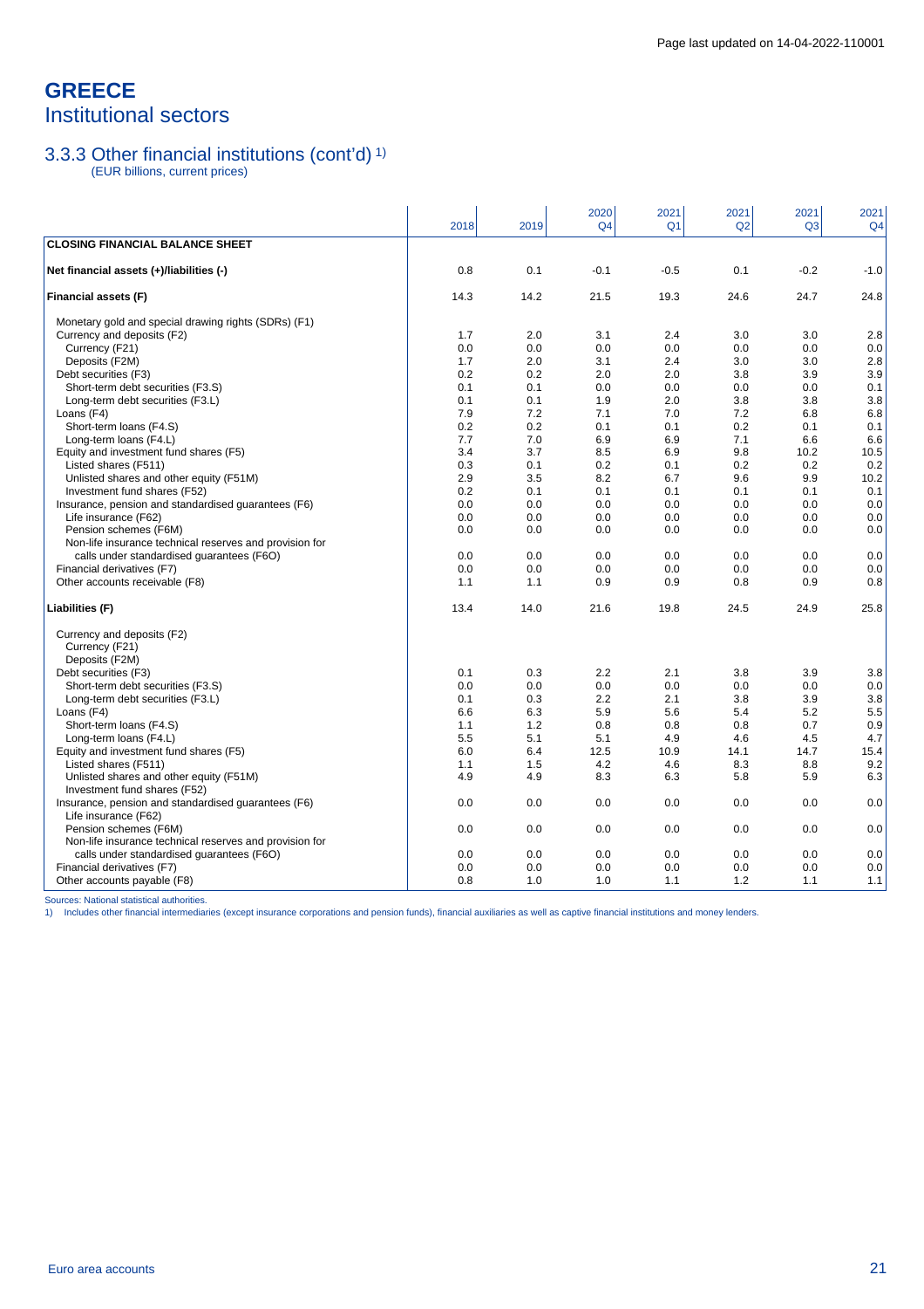# GREECE
## Institutional sectors

### 3.3.3 Other financial institutions (cont'd) 1)

(EUR billions, current prices)

| | 2018 | 2019 | 2020 Q4 | 2021 Q1 | 2021 Q2 | 2021 Q3 | 2021 Q4 |
|---|---|---|---|---|---|---|---|
| **CLOSING FINANCIAL BALANCE SHEET** | | | | | | | |
| **Net financial assets (+)/liabilities (-)** | 0.8 | 0.1 | -0.1 | -0.5 | 0.1 | -0.2 | -1.0 |
| **Financial assets (F)** | 14.3 | 14.2 | 21.5 | 19.3 | 24.6 | 24.7 | 24.8 |
| Monetary gold and special drawing rights (SDRs) (F1) | | | | | | | |
| Currency and deposits (F2) | 1.7 | 2.0 | 3.1 | 2.4 | 3.0 | 3.0 | 2.8 |
| Currency (F21) | 0.0 | 0.0 | 0.0 | 0.0 | 0.0 | 0.0 | 0.0 |
| Deposits (F2M) | 1.7 | 2.0 | 3.1 | 2.4 | 3.0 | 3.0 | 2.8 |
| Debt securities (F3) | 0.2 | 0.2 | 2.0 | 2.0 | 3.8 | 3.9 | 3.9 |
| Short-term debt securities (F3.S) | 0.1 | 0.1 | 0.0 | 0.0 | 0.0 | 0.0 | 0.1 |
| Long-term debt securities (F3.L) | 0.1 | 0.1 | 1.9 | 2.0 | 3.8 | 3.8 | 3.8 |
| Loans (F4) | 7.9 | 7.2 | 7.1 | 7.0 | 7.2 | 6.8 | 6.8 |
| Short-term loans (F4.S) | 0.2 | 0.2 | 0.1 | 0.1 | 0.2 | 0.1 | 0.1 |
| Long-term loans (F4.L) | 7.7 | 7.0 | 6.9 | 6.9 | 7.1 | 6.6 | 6.6 |
| Equity and investment fund shares (F5) | 3.4 | 3.7 | 8.5 | 6.9 | 9.8 | 10.2 | 10.5 |
| Listed shares (F511) | 0.3 | 0.1 | 0.2 | 0.1 | 0.2 | 0.2 | 0.2 |
| Unlisted shares and other equity (F51M) | 2.9 | 3.5 | 8.2 | 6.7 | 9.6 | 9.9 | 10.2 |
| Investment fund shares (F52) | 0.2 | 0.1 | 0.1 | 0.1 | 0.1 | 0.1 | 0.1 |
| Insurance, pension and standardised guarantees (F6) | 0.0 | 0.0 | 0.0 | 0.0 | 0.0 | 0.0 | 0.0 |
| Life insurance (F62) | 0.0 | 0.0 | 0.0 | 0.0 | 0.0 | 0.0 | 0.0 |
| Pension schemes (F6M) | 0.0 | 0.0 | 0.0 | 0.0 | 0.0 | 0.0 | 0.0 |
| Non-life insurance technical reserves and provision for calls under standardised guarantees (F6O) | 0.0 | 0.0 | 0.0 | 0.0 | 0.0 | 0.0 | 0.0 |
| Financial derivatives (F7) | 0.0 | 0.0 | 0.0 | 0.0 | 0.0 | 0.0 | 0.0 |
| Other accounts receivable (F8) | 1.1 | 1.1 | 0.9 | 0.9 | 0.8 | 0.9 | 0.8 |
| **Liabilities (F)** | 13.4 | 14.0 | 21.6 | 19.8 | 24.5 | 24.9 | 25.8 |
| Currency and deposits (F2) | | | | | | | |
| Currency (F21) | | | | | | | |
| Deposits (F2M) | | | | | | | |
| Debt securities (F3) | 0.1 | 0.3 | 2.2 | 2.1 | 3.8 | 3.9 | 3.8 |
| Short-term debt securities (F3.S) | 0.0 | 0.0 | 0.0 | 0.0 | 0.0 | 0.0 | 0.0 |
| Long-term debt securities (F3.L) | 0.1 | 0.3 | 2.2 | 2.1 | 3.8 | 3.9 | 3.8 |
| Loans (F4) | 6.6 | 6.3 | 5.9 | 5.6 | 5.4 | 5.2 | 5.5 |
| Short-term loans (F4.S) | 1.1 | 1.2 | 0.8 | 0.8 | 0.8 | 0.7 | 0.9 |
| Long-term loans (F4.L) | 5.5 | 5.1 | 5.1 | 4.9 | 4.6 | 4.5 | 4.7 |
| Equity and investment fund shares (F5) | 6.0 | 6.4 | 12.5 | 10.9 | 14.1 | 14.7 | 15.4 |
| Listed shares (F511) | 1.1 | 1.5 | 4.2 | 4.6 | 8.3 | 8.8 | 9.2 |
| Unlisted shares and other equity (F51M) | 4.9 | 4.9 | 8.3 | 6.3 | 5.8 | 5.9 | 6.3 |
| Investment fund shares (F52) | | | | | | | |
| Insurance, pension and standardised guarantees (F6) | 0.0 | 0.0 | 0.0 | 0.0 | 0.0 | 0.0 | 0.0 |
| Life insurance (F62) | | | | | | | |
| Pension schemes (F6M) | 0.0 | 0.0 | 0.0 | 0.0 | 0.0 | 0.0 | 0.0 |
| Non-life insurance technical reserves and provision for calls under standardised guarantees (F6O) | 0.0 | 0.0 | 0.0 | 0.0 | 0.0 | 0.0 | 0.0 |
| Financial derivatives (F7) | 0.0 | 0.0 | 0.0 | 0.0 | 0.0 | 0.0 | 0.0 |
| Other accounts payable (F8) | 0.8 | 1.0 | 1.0 | 1.1 | 1.2 | 1.1 | 1.1 |

Sources: National statistical authorities.

1) Includes other financial intermediaries (except insurance corporations and pension funds), financial auxiliaries as well as captive financial institutions and money lenders.